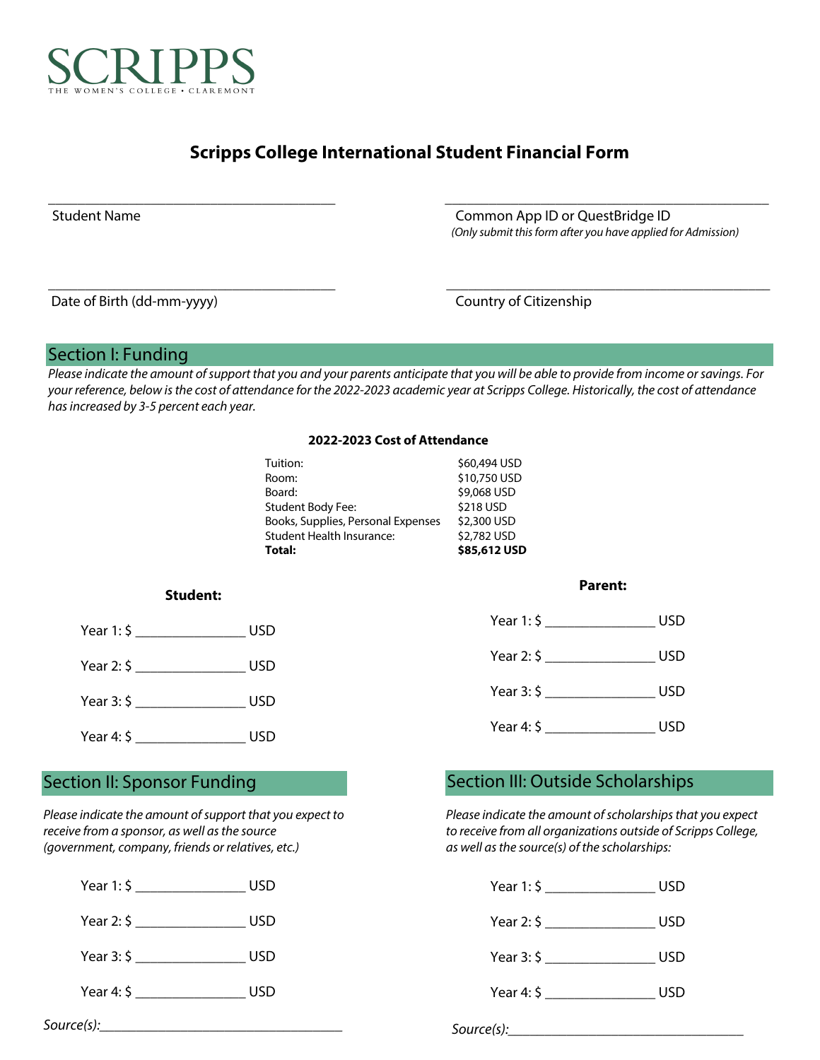SCRIPPS
THE WOMEN'S COLLEGE • CLAREMONT

# Scripps College International Student Financial Form

___________________________________
Student Name

___________________________________
Common App ID or QuestBridge ID
*(Only submit this form after you have applied for Admission)*

___________________________________
Date of Birth (dd-mm-yyyy)

___________________________________
Country of Citizenship

## Section I: Funding

*Please indicate the amount of support that you and your parents anticipate that you will be able to provide from income or savings. For your reference, below is the cost of attendance for the 2022-2023 academic year at Scripps College. Historically, the cost of attendance has increased by 3-5 percent each year.*

**2022-2023 Cost of Attendance**

| | |
|---|---|
| Tuition: | $60,494 USD |
| Room: | $10,750 USD |
| Board: | $9,068 USD |
| Student Body Fee: | $218 USD |
| Books, Supplies, Personal Expenses | $2,300 USD |
| Student Health Insurance: | $2,782 USD |
| **Total:** | **$85,612 USD** |

**Student:**

Year 1: $ _______________ USD

Year 2: $ _______________ USD

Year 3: $ _______________ USD

Year 4: $ _______________ USD

**Parent:**

Year 1: $ _______________ USD

Year 2: $ _______________ USD

Year 3: $ _______________ USD

Year 4: $ _______________ USD

## Section II: Sponsor Funding

*Please indicate the amount of support that you expect to receive from a sponsor, as well as the source (government, company, friends or relatives, etc.)*

Year 1: $ _______________ USD

Year 2: $ _______________ USD

Year 3: $ _______________ USD

Year 4: $ _______________ USD

*Source(s):*___________________________________

## Section III: Outside Scholarships

*Please indicate the amount of scholarships that you expect to receive from all organizations outside of Scripps College, as well as the source(s) of the scholarships:*

Year 1: $ _______________ USD

Year 2: $ _______________ USD

Year 3: $ _______________ USD

Year 4: $ _______________ USD

*Source(s):*___________________________________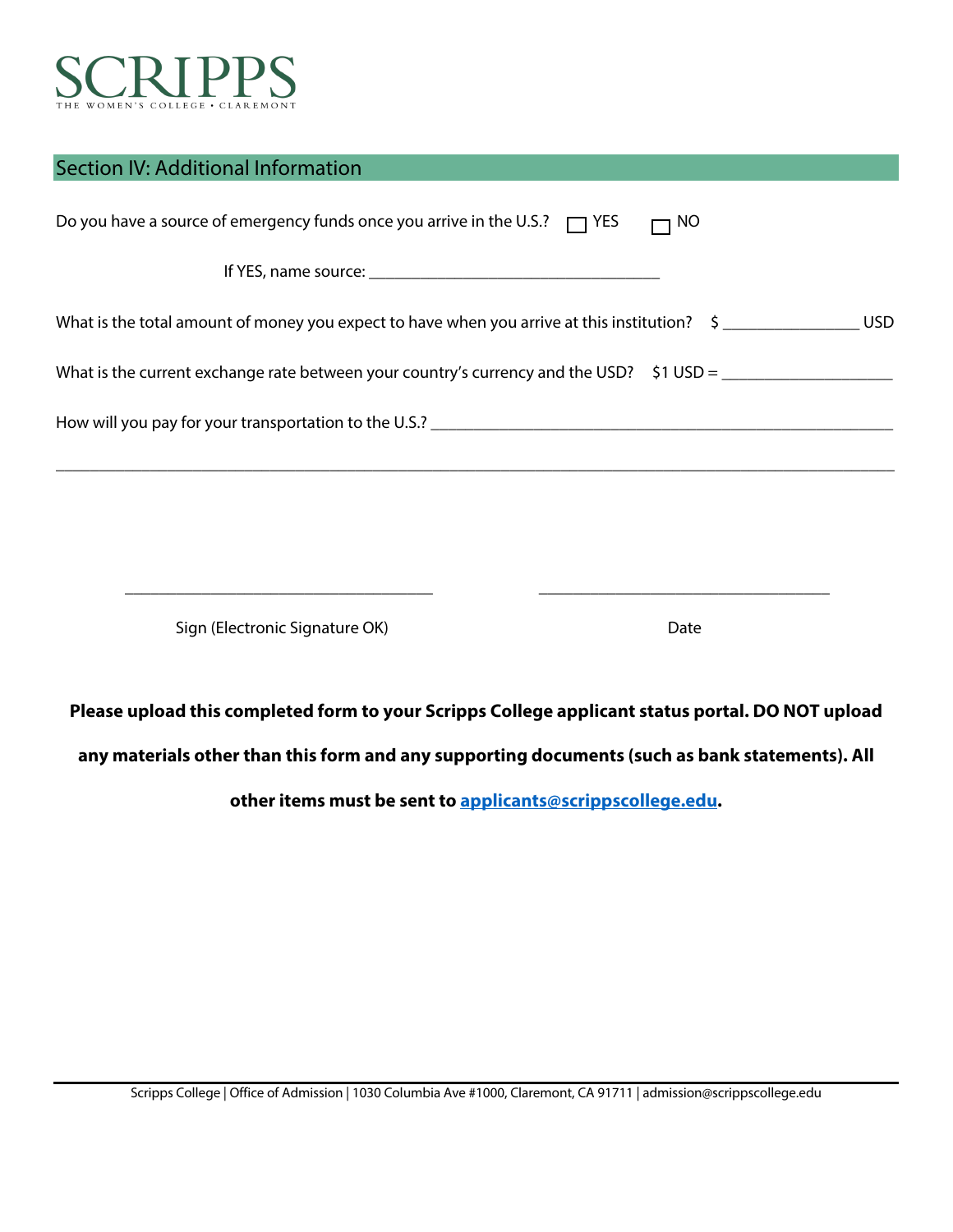SCRIPPS
THE WOMEN'S COLLEGE • CLAREMONT

## Section IV: Additional Information

Do you have a source of emergency funds once you arrive in the U.S.? ☐ YES ☐ NO

If YES, name source: ___________________________________

What is the total amount of money you expect to have when you arrive at this institution? $ ________________ USD

What is the current exchange rate between your country's currency and the USD? $1 USD = ____________________

How will you pay for your transportation to the U.S.? __________________________________________________________

____________________________________________________________________________________________________

_____________________________________ _____________________________________

Sign (Electronic Signature OK) Date

**Please upload this completed form to your Scripps College applicant status portal. DO NOT upload any materials other than this form and any supporting documents (such as bank statements). All other items must be sent to [applicants@scrippscollege.edu](mailto:applicants@scrippscollege.edu).**

Scripps College | Office of Admission | 1030 Columbia Ave #1000, Claremont, CA 91711 | admission@scrippscollege.edu